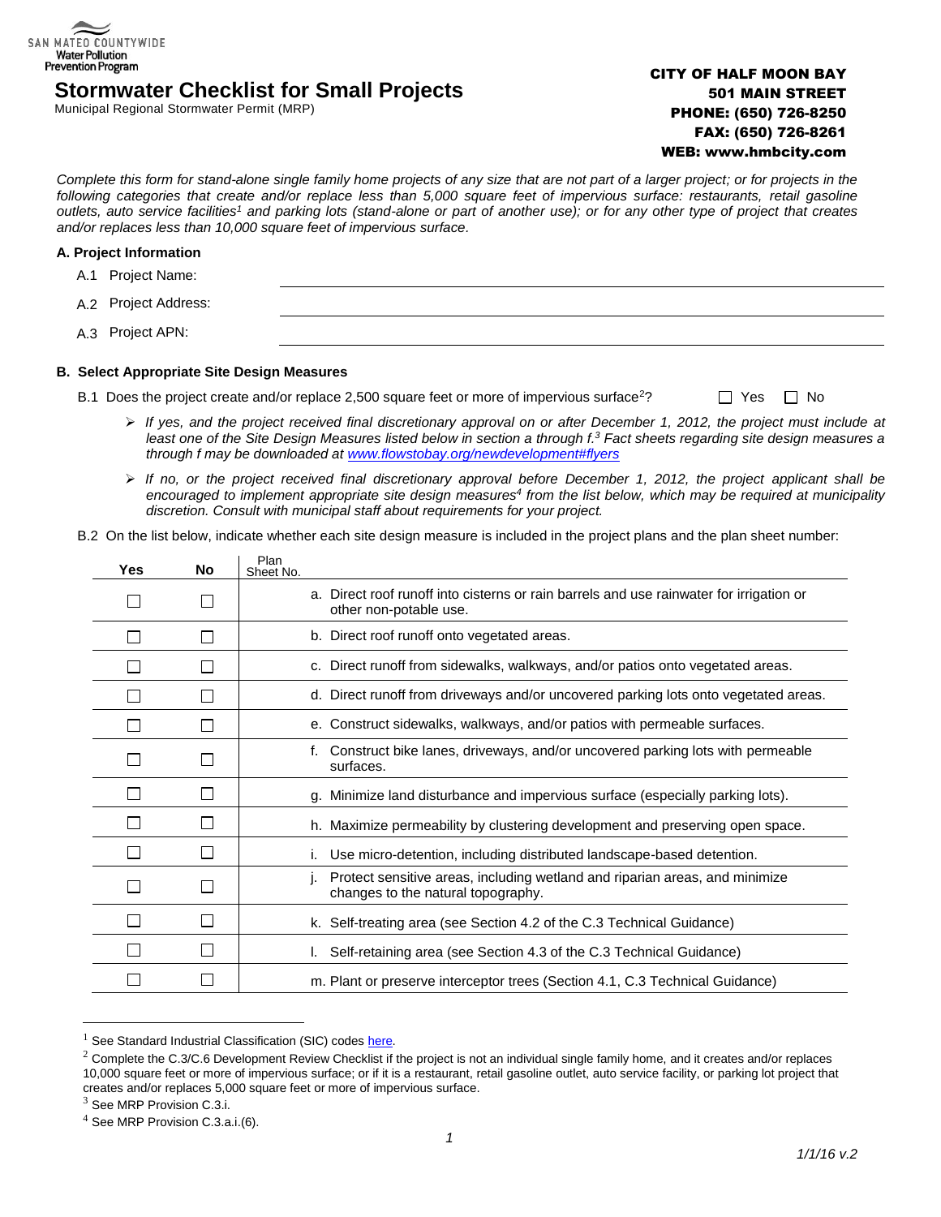SAN MATEO COUNTYWIDE
Water Pollution
Prevention Program

# Stormwater Checklist for Small Projects

Municipal Regional Stormwater Permit (MRP)

**CITY OF HALF MOON BAY**
**501 MAIN STREET**
**PHONE: (650) 726-8250**
**FAX: (650) 726-8261**
**WEB: www.hmbcity.com**

*Complete this form for stand-alone single family home projects of any size that are not part of a larger project; or for projects in the following categories that create and/or replace less than 5,000 square feet of impervious surface: restaurants, retail gasoline outlets, auto service facilities[1] and parking lots (stand-alone or part of another use); or for any other type of project that creates and/or replaces less than 10,000 square feet of impervious surface.*

### A. Project Information

A.1 Project Name: ______________________

A.2 Project Address: ______________________

A.3 Project APN: ______________________

### B. Select Appropriate Site Design Measures

B.1 Does the project create and/or replace 2,500 square feet or more of impervious surface[2]? ☐ Yes ☐ No

- *If yes, and the project received final discretionary approval on or after December 1, 2012, the project must include at least one of the Site Design Measures listed below in section a through f.[3] Fact sheets regarding site design measures a through f may be downloaded at www.flowstobay.org/newdevelopment#flyers*
- *If no, or the project received final discretionary approval before December 1, 2012, the project applicant shall be encouraged to implement appropriate site design measures[4] from the list below, which may be required at municipality discretion. Consult with municipal staff about requirements for your project.*

B.2 On the list below, indicate whether each site design measure is included in the project plans and the plan sheet number:

| Yes | No | Plan Sheet No. | |
|---|---|---|---|
| ☐ | ☐ | | a. Direct roof runoff into cisterns or rain barrels and use rainwater for irrigation or other non-potable use. |
| ☐ | ☐ | | b. Direct roof runoff onto vegetated areas. |
| ☐ | ☐ | | c. Direct runoff from sidewalks, walkways, and/or patios onto vegetated areas. |
| ☐ | ☐ | | d. Direct runoff from driveways and/or uncovered parking lots onto vegetated areas. |
| ☐ | ☐ | | e. Construct sidewalks, walkways, and/or patios with permeable surfaces. |
| ☐ | ☐ | | f. Construct bike lanes, driveways, and/or uncovered parking lots with permeable surfaces. |
| ☐ | ☐ | | g. Minimize land disturbance and impervious surface (especially parking lots). |
| ☐ | ☐ | | h. Maximize permeability by clustering development and preserving open space. |
| ☐ | ☐ | | i. Use micro-detention, including distributed landscape-based detention. |
| ☐ | ☐ | | j. Protect sensitive areas, including wetland and riparian areas, and minimize changes to the natural topography. |
| ☐ | ☐ | | k. Self-treating area (see Section 4.2 of the C.3 Technical Guidance) |
| ☐ | ☐ | | l. Self-retaining area (see Section 4.3 of the C.3 Technical Guidance) |
| ☐ | ☐ | | m. Plant or preserve interceptor trees (Section 4.1, C.3 Technical Guidance) |

---

[1] See Standard Industrial Classification (SIC) codes here.

[2] Complete the C.3/C.6 Development Review Checklist if the project is not an individual single family home, and it creates and/or replaces 10,000 square feet or more of impervious surface; or if it is a restaurant, retail gasoline outlet, auto service facility, or parking lot project that creates and/or replaces 5,000 square feet or more of impervious surface.

[3] See MRP Provision C.3.i.

[4] See MRP Provision C.3.a.i.(6).

*1/1/16 v.2*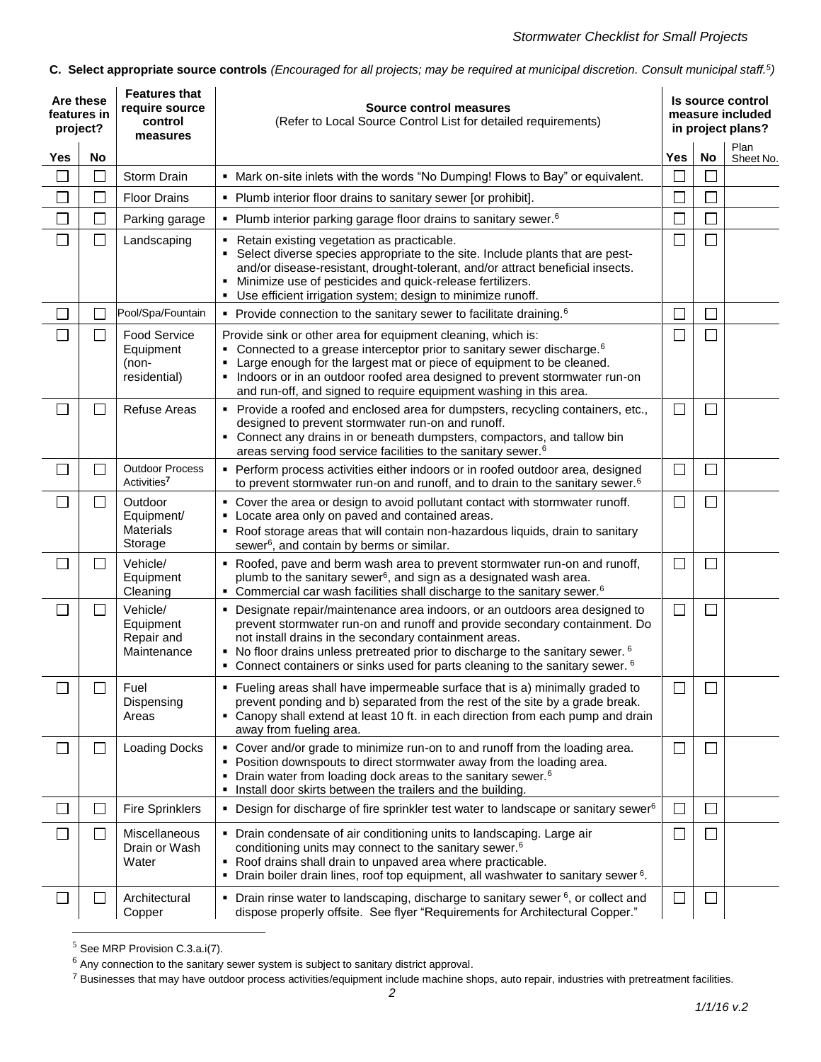**C. Select appropriate source controls** *(Encouraged for all projects; may be required at municipal discretion. Consult municipal staff.[5])*

| Are these features in project? | | Features that require source control measures | Source control measures (Refer to Local Source Control List for detailed requirements) | Is source control measure included in project plans? | | |
|---|---|---|---|---|---|---|
| **Yes** | **No** | | | **Yes** | **No** | Plan Sheet No. |
| ☐ | ☐ | Storm Drain | ▪ Mark on-site inlets with the words "No Dumping! Flows to Bay" or equivalent. | ☐ | ☐ | |
| ☐ | ☐ | Floor Drains | ▪ Plumb interior floor drains to sanitary sewer [or prohibit]. | ☐ | ☐ | |
| ☐ | ☐ | Parking garage | ▪ Plumb interior parking garage floor drains to sanitary sewer.[6] | ☐ | ☐ | |
| ☐ | ☐ | Landscaping | ▪ Retain existing vegetation as practicable.<br>▪ Select diverse species appropriate to the site. Include plants that are pest- and/or disease-resistant, drought-tolerant, and/or attract beneficial insects.<br>▪ Minimize use of pesticides and quick-release fertilizers.<br>▪ Use efficient irrigation system; design to minimize runoff. | ☐ | ☐ | |
| ☐ | ☐ | Pool/Spa/Fountain | ▪ Provide connection to the sanitary sewer to facilitate draining.[6] | ☐ | ☐ | |
| ☐ | ☐ | Food Service Equipment (non-residential) | Provide sink or other area for equipment cleaning, which is:<br>▪ Connected to a grease interceptor prior to sanitary sewer discharge.[6]<br>▪ Large enough for the largest mat or piece of equipment to be cleaned.<br>▪ Indoors or in an outdoor roofed area designed to prevent stormwater run-on and run-off, and signed to require equipment washing in this area. | ☐ | ☐ | |
| ☐ | ☐ | Refuse Areas | ▪ Provide a roofed and enclosed area for dumpsters, recycling containers, etc., designed to prevent stormwater run-on and runoff.<br>▪ Connect any drains in or beneath dumpsters, compactors, and tallow bin areas serving food service facilities to the sanitary sewer.[6] | ☐ | ☐ | |
| ☐ | ☐ | Outdoor Process Activities[7] | ▪ Perform process activities either indoors or in roofed outdoor area, designed to prevent stormwater run-on and runoff, and to drain to the sanitary sewer.[6] | ☐ | ☐ | |
| ☐ | ☐ | Outdoor Equipment/ Materials Storage | ▪ Cover the area or design to avoid pollutant contact with stormwater runoff.<br>▪ Locate area only on paved and contained areas.<br>▪ Roof storage areas that will contain non-hazardous liquids, drain to sanitary sewer[6], and contain by berms or similar. | ☐ | ☐ | |
| ☐ | ☐ | Vehicle/ Equipment Cleaning | ▪ Roofed, pave and berm wash area to prevent stormwater run-on and runoff, plumb to the sanitary sewer[6], and sign as a designated wash area.<br>▪ Commercial car wash facilities shall discharge to the sanitary sewer.[6] | ☐ | ☐ | |
| ☐ | ☐ | Vehicle/ Equipment Repair and Maintenance | ▪ Designate repair/maintenance area indoors, or an outdoors area designed to prevent stormwater run-on and runoff and provide secondary containment. Do not install drains in the secondary containment areas.<br>▪ No floor drains unless pretreated prior to discharge to the sanitary sewer.[6]<br>▪ Connect containers or sinks used for parts cleaning to the sanitary sewer.[6] | ☐ | ☐ | |
| ☐ | ☐ | Fuel Dispensing Areas | ▪ Fueling areas shall have impermeable surface that is a) minimally graded to prevent ponding and b) separated from the rest of the site by a grade break.<br>▪ Canopy shall extend at least 10 ft. in each direction from each pump and drain away from fueling area. | ☐ | ☐ | |
| ☐ | ☐ | Loading Docks | ▪ Cover and/or grade to minimize run-on to and runoff from the loading area.<br>▪ Position downspouts to direct stormwater away from the loading area.<br>▪ Drain water from loading dock areas to the sanitary sewer.[6]<br>▪ Install door skirts between the trailers and the building. | ☐ | ☐ | |
| ☐ | ☐ | Fire Sprinklers | ▪ Design for discharge of fire sprinkler test water to landscape or sanitary sewer[6] | ☐ | ☐ | |
| ☐ | ☐ | Miscellaneous Drain or Wash Water | ▪ Drain condensate of air conditioning units to landscaping. Large air conditioning units may connect to the sanitary sewer.[6]<br>▪ Roof drains shall drain to unpaved area where practicable.<br>▪ Drain boiler drain lines, roof top equipment, all washwater to sanitary sewer[6]. | ☐ | ☐ | |
| ☐ | ☐ | Architectural Copper | ▪ Drain rinse water to landscaping, discharge to sanitary sewer[6], or collect and dispose properly offsite. See flyer "Requirements for Architectural Copper." | ☐ | ☐ | |

[5] See MRP Provision C.3.a.i(7).

[6] Any connection to the sanitary sewer system is subject to sanitary district approval.

[7] Businesses that may have outdoor process activities/equipment include machine shops, auto repair, industries with pretreatment facilities.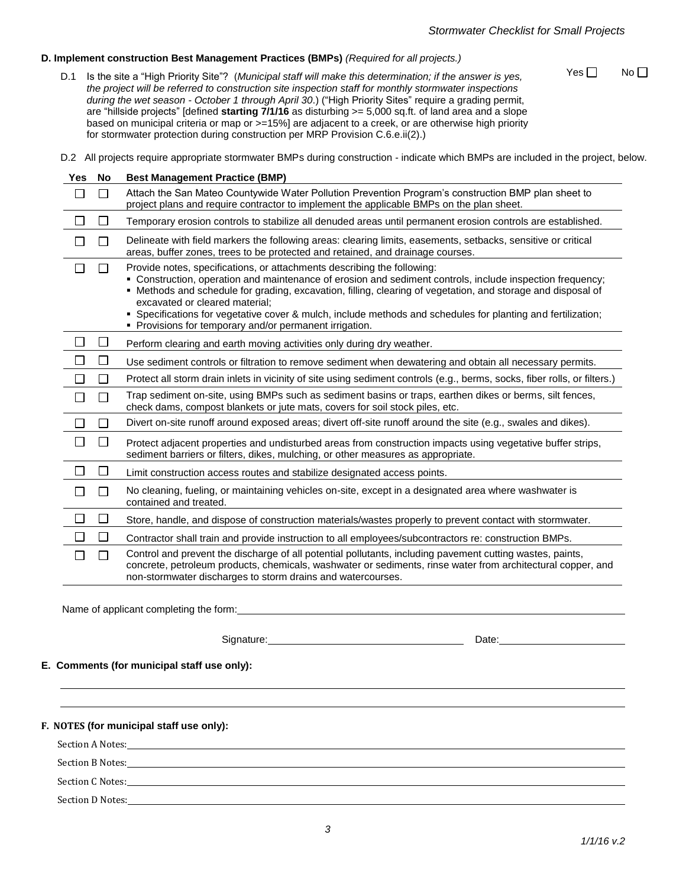## D. Implement construction Best Management Practices (BMPs) *(Required for all projects.)*

D.1 Is the site a "High Priority Site"? (*Municipal staff will make this determination; if the answer is yes, the project will be referred to construction site inspection staff for monthly stormwater inspections during the wet season - October 1 through April 30*.) ("High Priority Sites" require a grading permit, are "hillside projects" [defined **starting 7/1/16** as disturbing >= 5,000 sq.ft. of land area and a slope based on municipal criteria or map or >=15%] are adjacent to a creek, or are otherwise high priority for stormwater protection during construction per MRP Provision C.6.e.ii(2).) Yes ☐ No ☐

D.2 All projects require appropriate stormwater BMPs during construction - indicate which BMPs are included in the project, below.

| Yes | No | Best Management Practice (BMP) |
|---|---|---|
| ☐ | ☐ | Attach the San Mateo Countywide Water Pollution Prevention Program's construction BMP plan sheet to project plans and require contractor to implement the applicable BMPs on the plan sheet. |
| ☐ | ☐ | Temporary erosion controls to stabilize all denuded areas until permanent erosion controls are established. |
| ☐ | ☐ | Delineate with field markers the following areas: clearing limits, easements, setbacks, sensitive or critical areas, buffer zones, trees to be protected and retained, and drainage courses. |
| ☐ | ☐ | Provide notes, specifications, or attachments describing the following:<br>▪ Construction, operation and maintenance of erosion and sediment controls, include inspection frequency;<br>▪ Methods and schedule for grading, excavation, filling, clearing of vegetation, and storage and disposal of excavated or cleared material;<br>▪ Specifications for vegetative cover & mulch, include methods and schedules for planting and fertilization;<br>▪ Provisions for temporary and/or permanent irrigation. |
| ☐ | ☐ | Perform clearing and earth moving activities only during dry weather. |
| ☐ | ☐ | Use sediment controls or filtration to remove sediment when dewatering and obtain all necessary permits. |
| ☐ | ☐ | Protect all storm drain inlets in vicinity of site using sediment controls (e.g., berms, socks, fiber rolls, or filters.) |
| ☐ | ☐ | Trap sediment on-site, using BMPs such as sediment basins or traps, earthen dikes or berms, silt fences, check dams, compost blankets or jute mats, covers for soil stock piles, etc. |
| ☐ | ☐ | Divert on-site runoff around exposed areas; divert off-site runoff around the site (e.g., swales and dikes). |
| ☐ | ☐ | Protect adjacent properties and undisturbed areas from construction impacts using vegetative buffer strips, sediment barriers or filters, dikes, mulching, or other measures as appropriate. |
| ☐ | ☐ | Limit construction access routes and stabilize designated access points. |
| ☐ | ☐ | No cleaning, fueling, or maintaining vehicles on-site, except in a designated area where washwater is contained and treated. |
| ☐ | ☐ | Store, handle, and dispose of construction materials/wastes properly to prevent contact with stormwater. |
| ☐ | ☐ | Contractor shall train and provide instruction to all employees/subcontractors re: construction BMPs. |
| ☐ | ☐ | Control and prevent the discharge of all potential pollutants, including pavement cutting wastes, paints, concrete, petroleum products, chemicals, washwater or sediments, rinse water from architectural copper, and non-stormwater discharges to storm drains and watercourses. |

Name of applicant completing the form: ______________________________

Signature: ____________________ Date: ____________________

## E. Comments (for municipal staff use only):

______________________________

______________________________

## F. NOTES (for municipal staff use only):

Section A Notes: ______________________________

Section B Notes: ______________________________

Section C Notes: ______________________________

Section D Notes: ______________________________

*1/1/16 v.2*